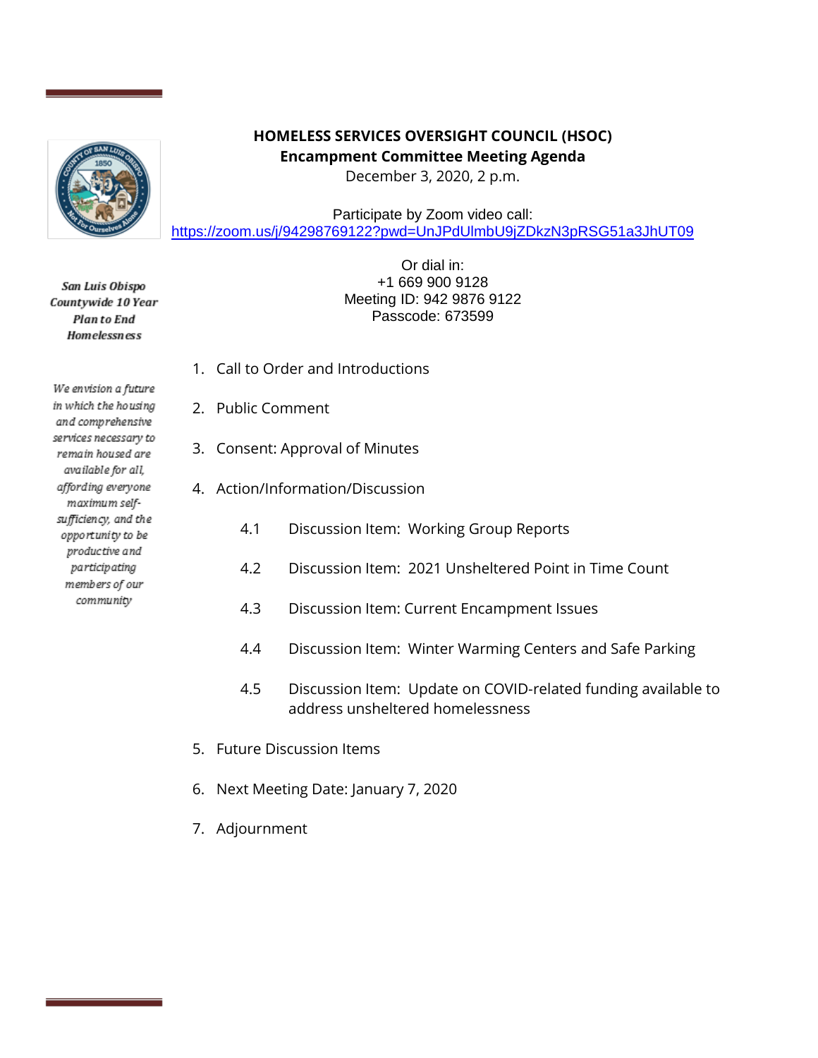**San Luis Obispo Countywide 10 Year Plan to End Homelessness**

*We envision a future in which the housing and comprehensive services necessary to remain housed are available for all, affording everyone maximum self-sufficiency, and the opportunity to be productive and participating members of our community*

# HOMELESS SERVICES OVERSIGHT COUNCIL (HSOC)
## Encampment Committee Meeting Agenda

December 3, 2020, 2 p.m.

Participate by Zoom video call:
https://zoom.us/j/94298769122?pwd=UnJPdUlmbU9jZDkzN3pRSG51a3JhUT09

Or dial in:
+1 669 900 9128
Meeting ID: 942 9876 9122
Passcode: 673599

1. Call to Order and Introductions
2. Public Comment
3. Consent: Approval of Minutes
4. Action/Information/Discussion

   4.1 Discussion Item: Working Group Reports

   4.2 Discussion Item: 2021 Unsheltered Point in Time Count

   4.3 Discussion Item: Current Encampment Issues

   4.4 Discussion Item: Winter Warming Centers and Safe Parking

   4.5 Discussion Item: Update on COVID-related funding available to address unsheltered homelessness

5. Future Discussion Items
6. Next Meeting Date: January 7, 2020
7. Adjournment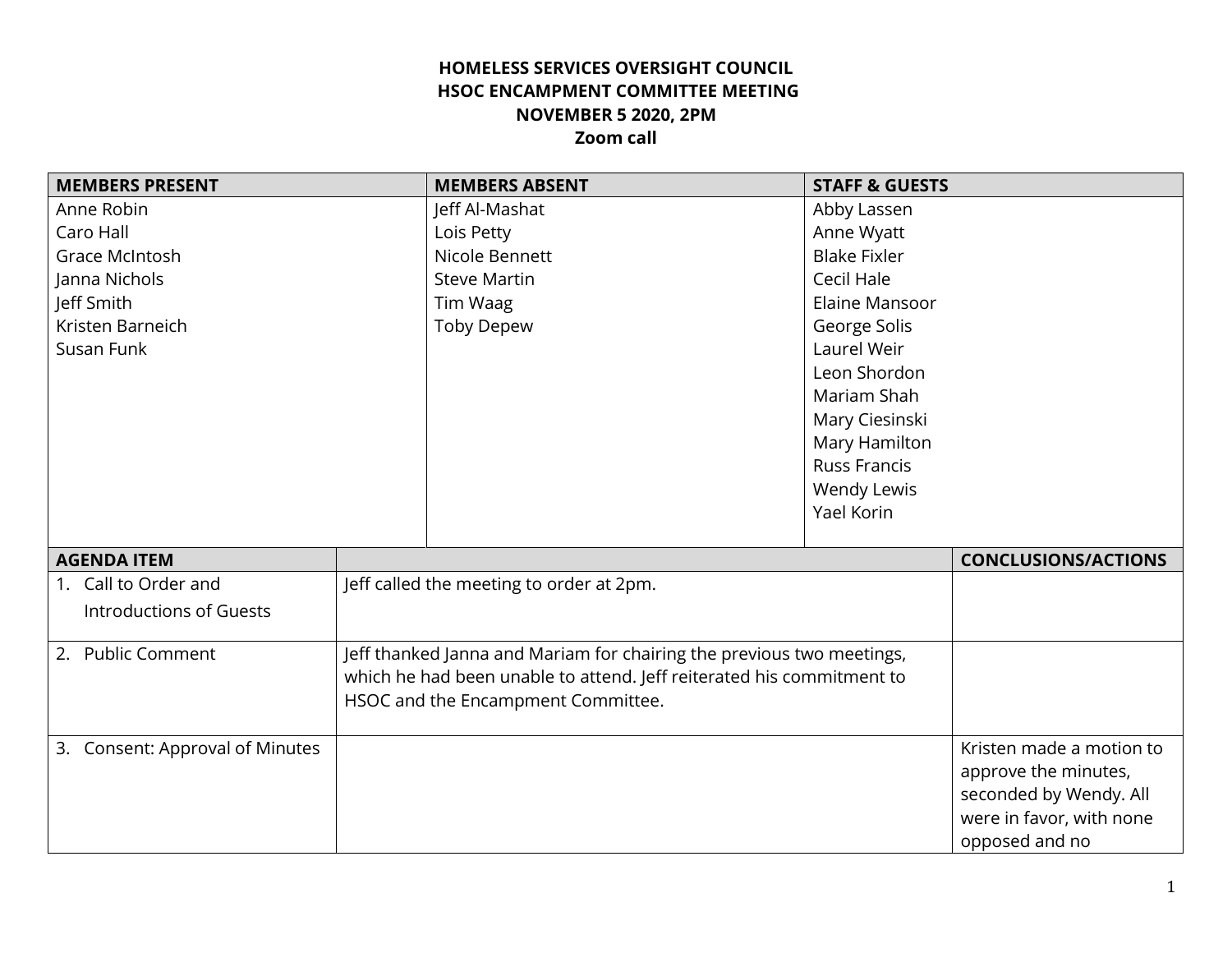**HOMELESS SERVICES OVERSIGHT COUNCIL**
**HSOC ENCAMPMENT COMMITTEE MEETING**
**NOVEMBER 5 2020, 2PM**
**Zoom call**

| MEMBERS PRESENT | MEMBERS ABSENT | STAFF & GUESTS |
|---|---|---|
| Anne Robin<br>Caro Hall<br>Grace McIntosh<br>Janna Nichols<br>Jeff Smith<br>Kristen Barneich<br>Susan Funk | Jeff Al-Mashat<br>Lois Petty<br>Nicole Bennett<br>Steve Martin<br>Tim Waag<br>Toby Depew | Abby Lassen<br>Anne Wyatt<br>Blake Fixler<br>Cecil Hale<br>Elaine Mansoor<br>George Solis<br>Laurel Weir<br>Leon Shordon<br>Mariam Shah<br>Mary Ciesinski<br>Mary Hamilton<br>Russ Francis<br>Wendy Lewis<br>Yael Korin |

| AGENDA ITEM | | CONCLUSIONS/ACTIONS |
|---|---|---|
| 1. Call to Order and Introductions of Guests | Jeff called the meeting to order at 2pm. | |
| 2. Public Comment | Jeff thanked Janna and Mariam for chairing the previous two meetings, which he had been unable to attend. Jeff reiterated his commitment to HSOC and the Encampment Committee. | |
| 3. Consent: Approval of Minutes | | Kristen made a motion to approve the minutes, seconded by Wendy. All were in favor, with none opposed and no |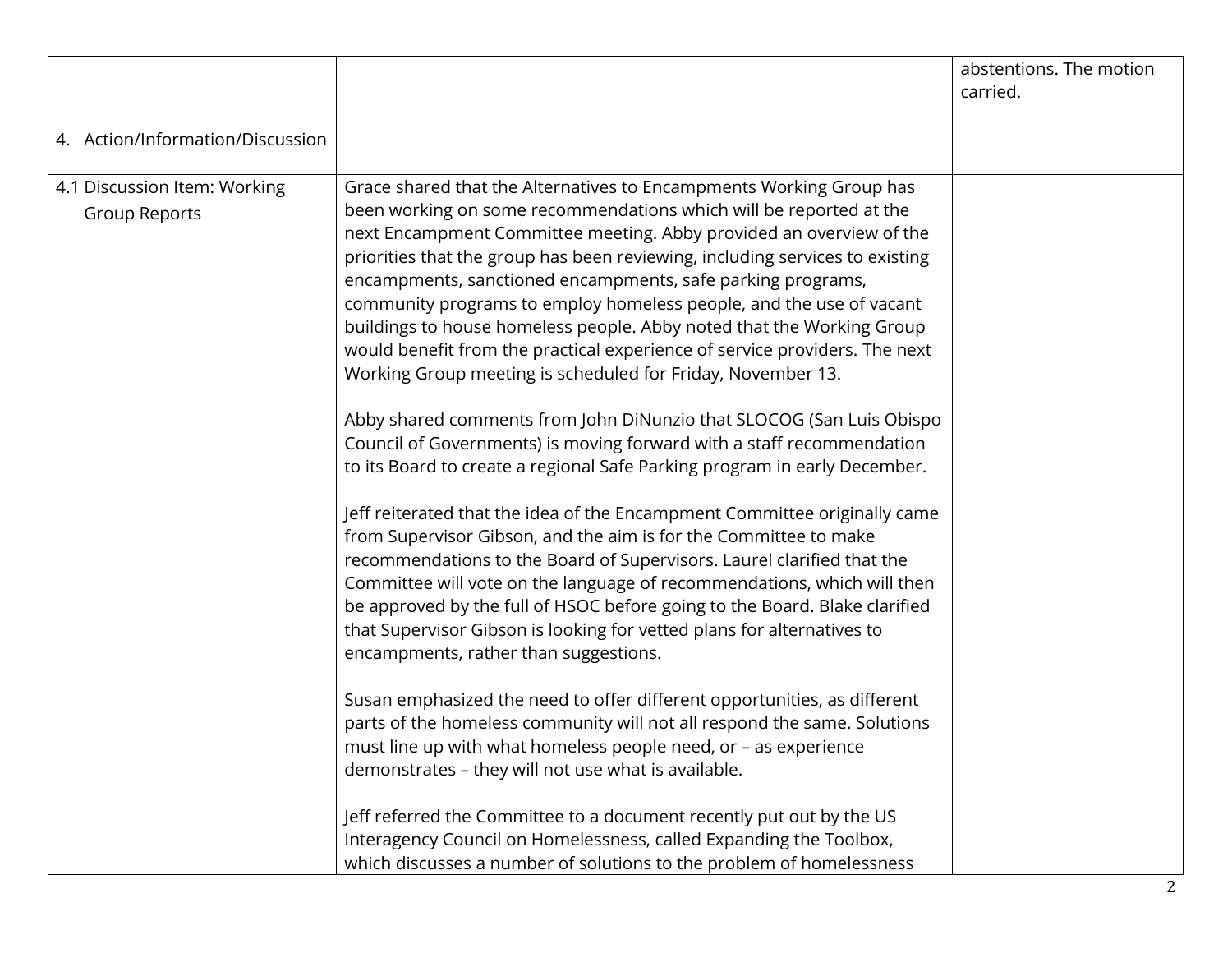| | | |
|---|---|---|
| | | abstentions. The motion carried. |
| 4. Action/Information/Discussion | | |
| 4.1 Discussion Item: Working Group Reports | Grace shared that the Alternatives to Encampments Working Group has been working on some recommendations which will be reported at the next Encampment Committee meeting. Abby provided an overview of the priorities that the group has been reviewing, including services to existing encampments, sanctioned encampments, safe parking programs, community programs to employ homeless people, and the use of vacant buildings to house homeless people. Abby noted that the Working Group would benefit from the practical experience of service providers. The next Working Group meeting is scheduled for Friday, November 13.<br><br>Abby shared comments from John DiNunzio that SLOCOG (San Luis Obispo Council of Governments) is moving forward with a staff recommendation to its Board to create a regional Safe Parking program in early December.<br><br>Jeff reiterated that the idea of the Encampment Committee originally came from Supervisor Gibson, and the aim is for the Committee to make recommendations to the Board of Supervisors. Laurel clarified that the Committee will vote on the language of recommendations, which will then be approved by the full of HSOC before going to the Board. Blake clarified that Supervisor Gibson is looking for vetted plans for alternatives to encampments, rather than suggestions.<br><br>Susan emphasized the need to offer different opportunities, as different parts of the homeless community will not all respond the same. Solutions must line up with what homeless people need, or – as experience demonstrates – they will not use what is available.<br><br>Jeff referred the Committee to a document recently put out by the US Interagency Council on Homelessness, called Expanding the Toolbox, which discusses a number of solutions to the problem of homelessness | |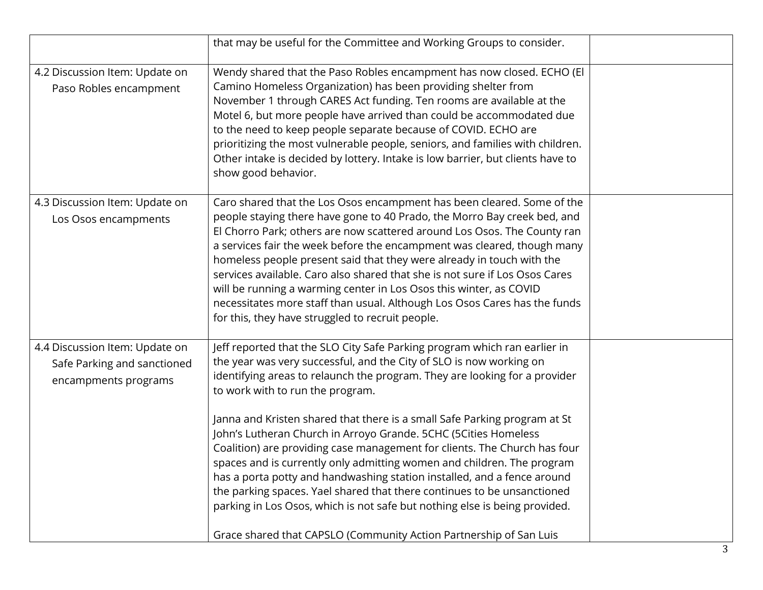| | | |
|---|---|---|
| | that may be useful for the Committee and Working Groups to consider. | |
| 4.2 Discussion Item: Update on Paso Robles encampment | Wendy shared that the Paso Robles encampment has now closed. ECHO (El Camino Homeless Organization) has been providing shelter from November 1 through CARES Act funding. Ten rooms are available at the Motel 6, but more people have arrived than could be accommodated due to the need to keep people separate because of COVID. ECHO are prioritizing the most vulnerable people, seniors, and families with children. Other intake is decided by lottery. Intake is low barrier, but clients have to show good behavior. | |
| 4.3 Discussion Item: Update on Los Osos encampments | Caro shared that the Los Osos encampment has been cleared. Some of the people staying there have gone to 40 Prado, the Morro Bay creek bed, and El Chorro Park; others are now scattered around Los Osos. The County ran a services fair the week before the encampment was cleared, though many homeless people present said that they were already in touch with the services available. Caro also shared that she is not sure if Los Osos Cares will be running a warming center in Los Osos this winter, as COVID necessitates more staff than usual. Although Los Osos Cares has the funds for this, they have struggled to recruit people. | |
| 4.4 Discussion Item: Update on Safe Parking and sanctioned encampments programs | Jeff reported that the SLO City Safe Parking program which ran earlier in the year was very successful, and the City of SLO is now working on identifying areas to relaunch the program. They are looking for a provider to work with to run the program.<br><br>Janna and Kristen shared that there is a small Safe Parking program at St John's Lutheran Church in Arroyo Grande. 5CHC (5Cities Homeless Coalition) are providing case management for clients. The Church has four spaces and is currently only admitting women and children. The program has a porta potty and handwashing station installed, and a fence around the parking spaces. Yael shared that there continues to be unsanctioned parking in Los Osos, which is not safe but nothing else is being provided.<br><br>Grace shared that CAPSLO (Community Action Partnership of San Luis | |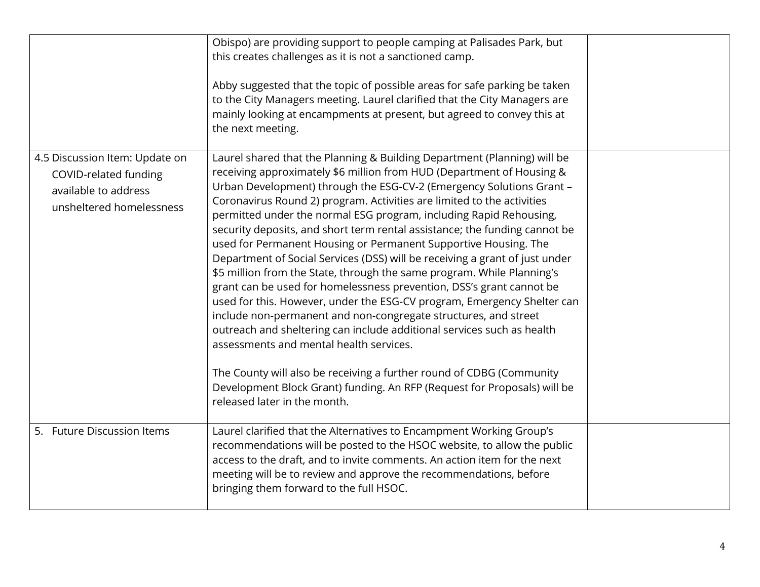| | | |
|---|---|---|
| | Obispo) are providing support to people camping at Palisades Park, but this creates challenges as it is not a sanctioned camp.<br><br>Abby suggested that the topic of possible areas for safe parking be taken to the City Managers meeting. Laurel clarified that the City Managers are mainly looking at encampments at present, but agreed to convey this at the next meeting. | |
| 4.5 Discussion Item: Update on COVID-related funding available to address unsheltered homelessness | Laurel shared that the Planning & Building Department (Planning) will be receiving approximately $6 million from HUD (Department of Housing & Urban Development) through the ESG-CV-2 (Emergency Solutions Grant – Coronavirus Round 2) program. Activities are limited to the activities permitted under the normal ESG program, including Rapid Rehousing, security deposits, and short term rental assistance; the funding cannot be used for Permanent Housing or Permanent Supportive Housing. The Department of Social Services (DSS) will be receiving a grant of just under $5 million from the State, through the same program. While Planning's grant can be used for homelessness prevention, DSS's grant cannot be used for this. However, under the ESG-CV program, Emergency Shelter can include non-permanent and non-congregate structures, and street outreach and sheltering can include additional services such as health assessments and mental health services.<br><br>The County will also be receiving a further round of CDBG (Community Development Block Grant) funding. An RFP (Request for Proposals) will be released later in the month. | |
| 5. Future Discussion Items | Laurel clarified that the Alternatives to Encampment Working Group's recommendations will be posted to the HSOC website, to allow the public access to the draft, and to invite comments. An action item for the next meeting will be to review and approve the recommendations, before bringing them forward to the full HSOC. | |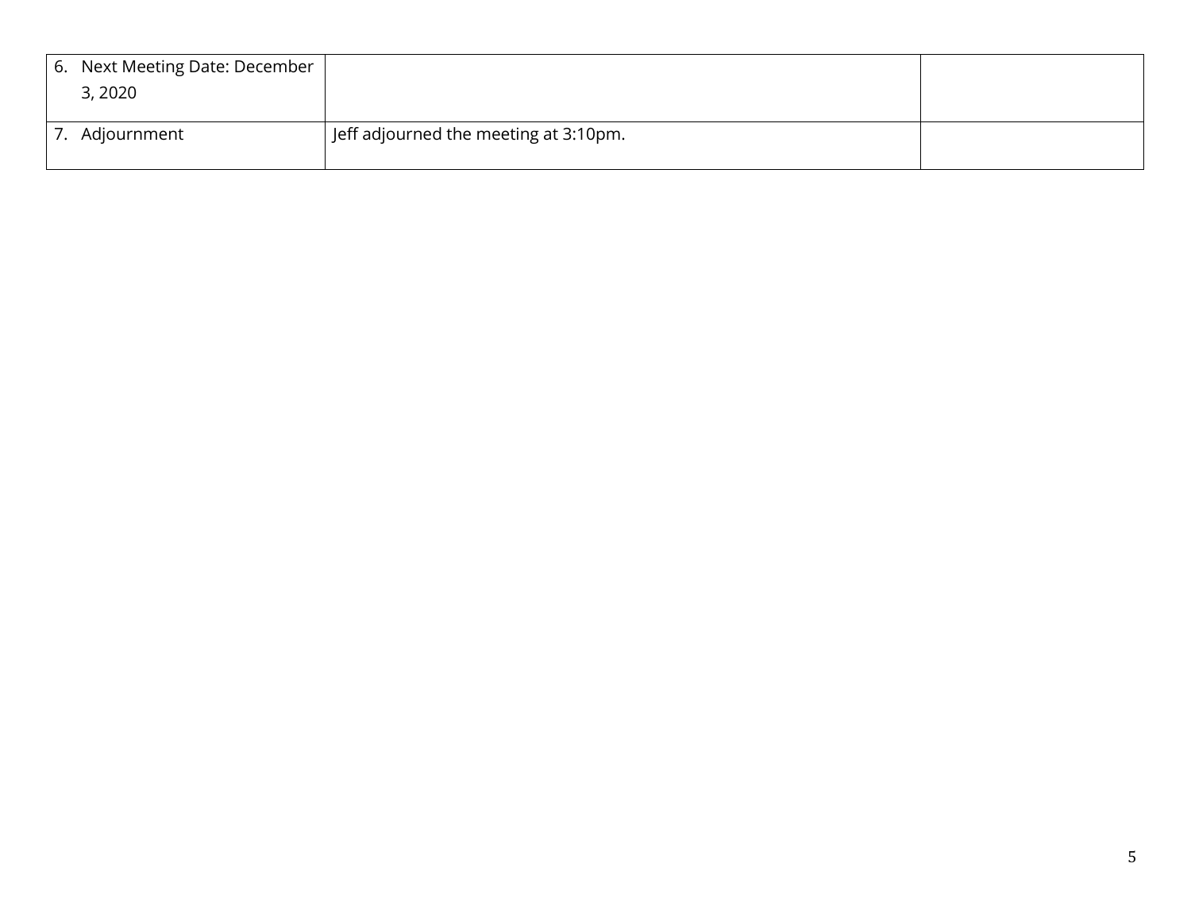| | | |
|---|---|---|
| 6. Next Meeting Date: December 3, 2020 | | |
| 7. Adjournment | Jeff adjourned the meeting at 3:10pm. | |